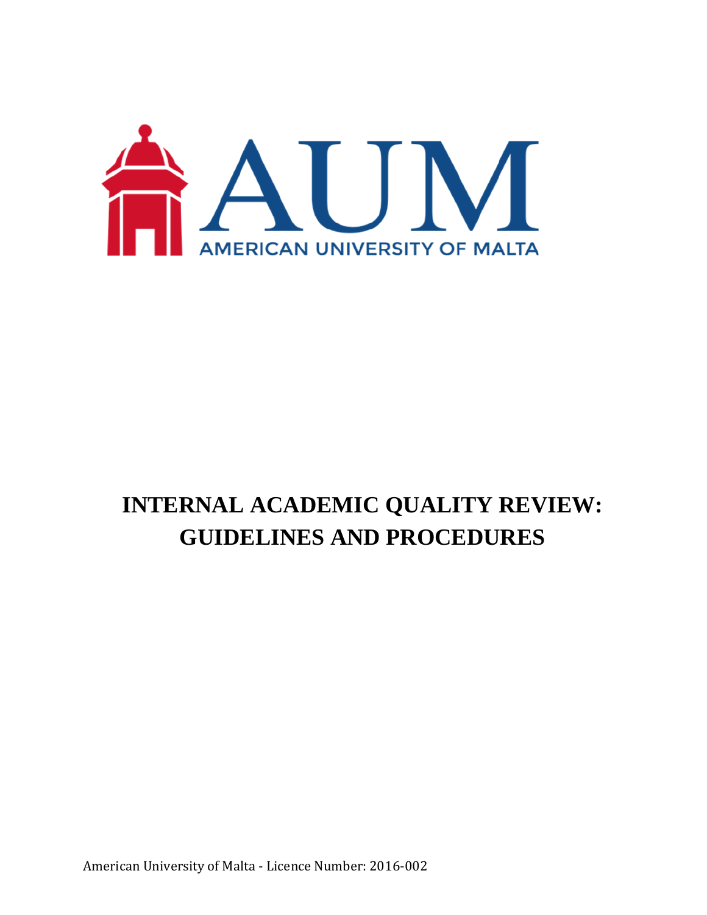AUM

AMERICAN UNIVERSITY OF MALTA

# INTERNAL ACADEMIC QUALITY REVIEW: GUIDELINES AND PROCEDURES

American University of Malta - Licence Number: 2016-002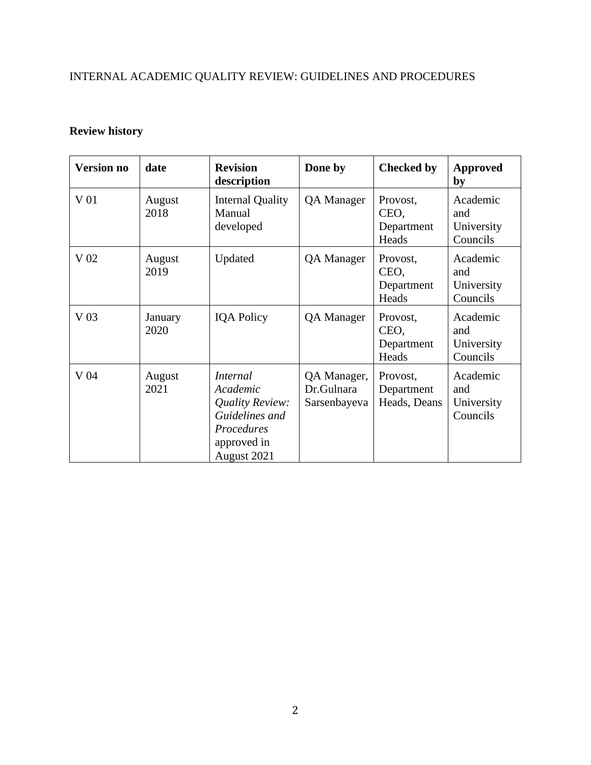INTERNAL ACADEMIC QUALITY REVIEW: GUIDELINES AND PROCEDURES

**Review history**

| **Version no** | **date** | **Revision description** | **Done by** | **Checked by** | **Approved by** |
|---|---|---|---|---|---|
| V 01 | August 2018 | Internal Quality Manual developed | QA Manager | Provost, CEO, Department Heads | Academic and University Councils |
| V 02 | August 2019 | Updated | QA Manager | Provost, CEO, Department Heads | Academic and University Councils |
| V 03 | January 2020 | IQA Policy | QA Manager | Provost, CEO, Department Heads | Academic and University Councils |
| V 04 | August 2021 | *Internal Academic Quality Review: Guidelines and Procedures* approved in August 2021 | QA Manager, Dr.Gulnara Sarsenbayeva | Provost, Department Heads, Deans | Academic and University Councils |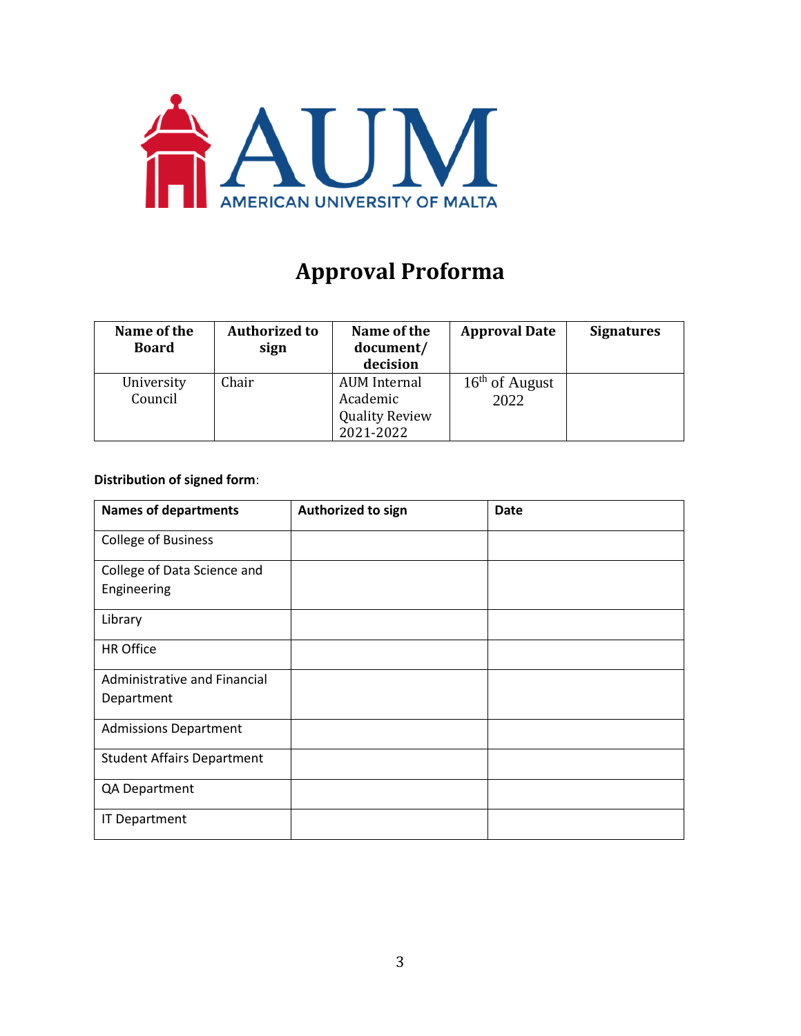# Approval Proforma

| Name of the Board | Authorized to sign | Name of the document/ decision | Approval Date | Signatures |
|---|---|---|---|---|
| University Council | Chair | AUM Internal Academic Quality Review 2021-2022 | 16th of August 2022 | |

**Distribution of signed form**:

| Names of departments | Authorized to sign | Date |
|---|---|---|
| College of Business | | |
| College of Data Science and Engineering | | |
| Library | | |
| HR Office | | |
| Administrative and Financial Department | | |
| Admissions Department | | |
| Student Affairs Department | | |
| QA Department | | |
| IT Department | | |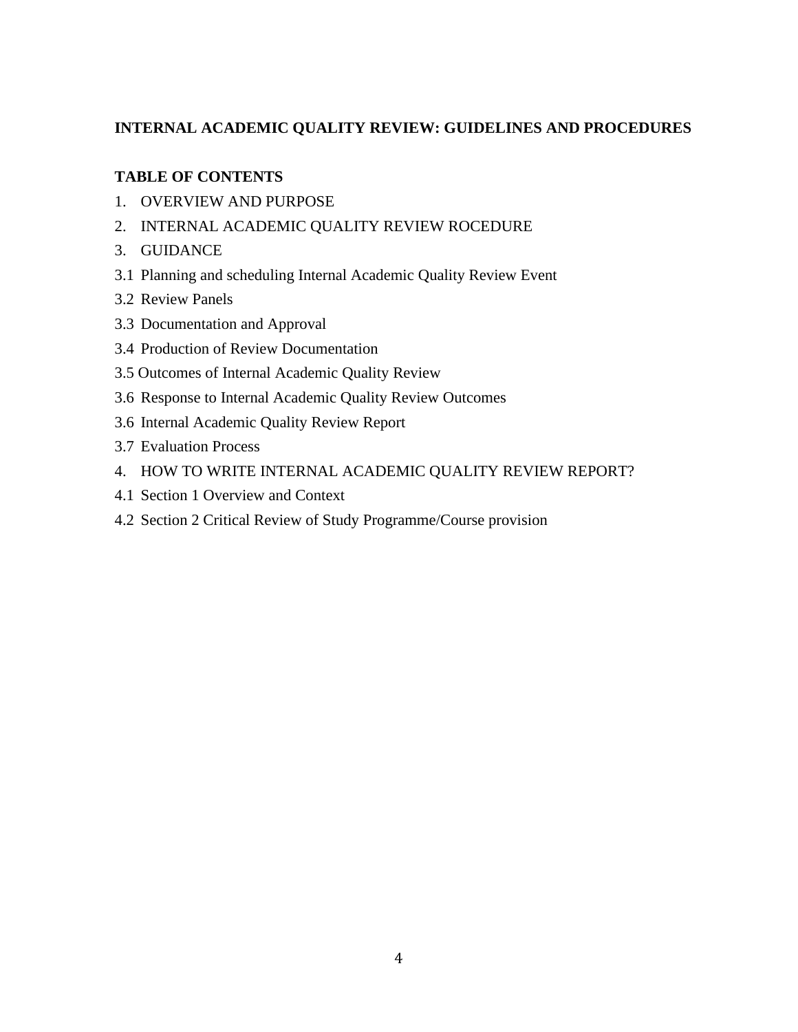**INTERNAL ACADEMIC QUALITY REVIEW: GUIDELINES AND PROCEDURES**

**TABLE OF CONTENTS**

1. OVERVIEW AND PURPOSE
2. INTERNAL ACADEMIC QUALITY REVIEW ROCEDURE
3. GUIDANCE

3.1 Planning and scheduling Internal Academic Quality Review Event

3.2 Review Panels

3.3 Documentation and Approval

3.4 Production of Review Documentation

3.5 Outcomes of Internal Academic Quality Review

3.6 Response to Internal Academic Quality Review Outcomes

3.6 Internal Academic Quality Review Report

3.7 Evaluation Process

4. HOW TO WRITE INTERNAL ACADEMIC QUALITY REVIEW REPORT?

4.1 Section 1 Overview and Context

4.2 Section 2 Critical Review of Study Programme/Course provision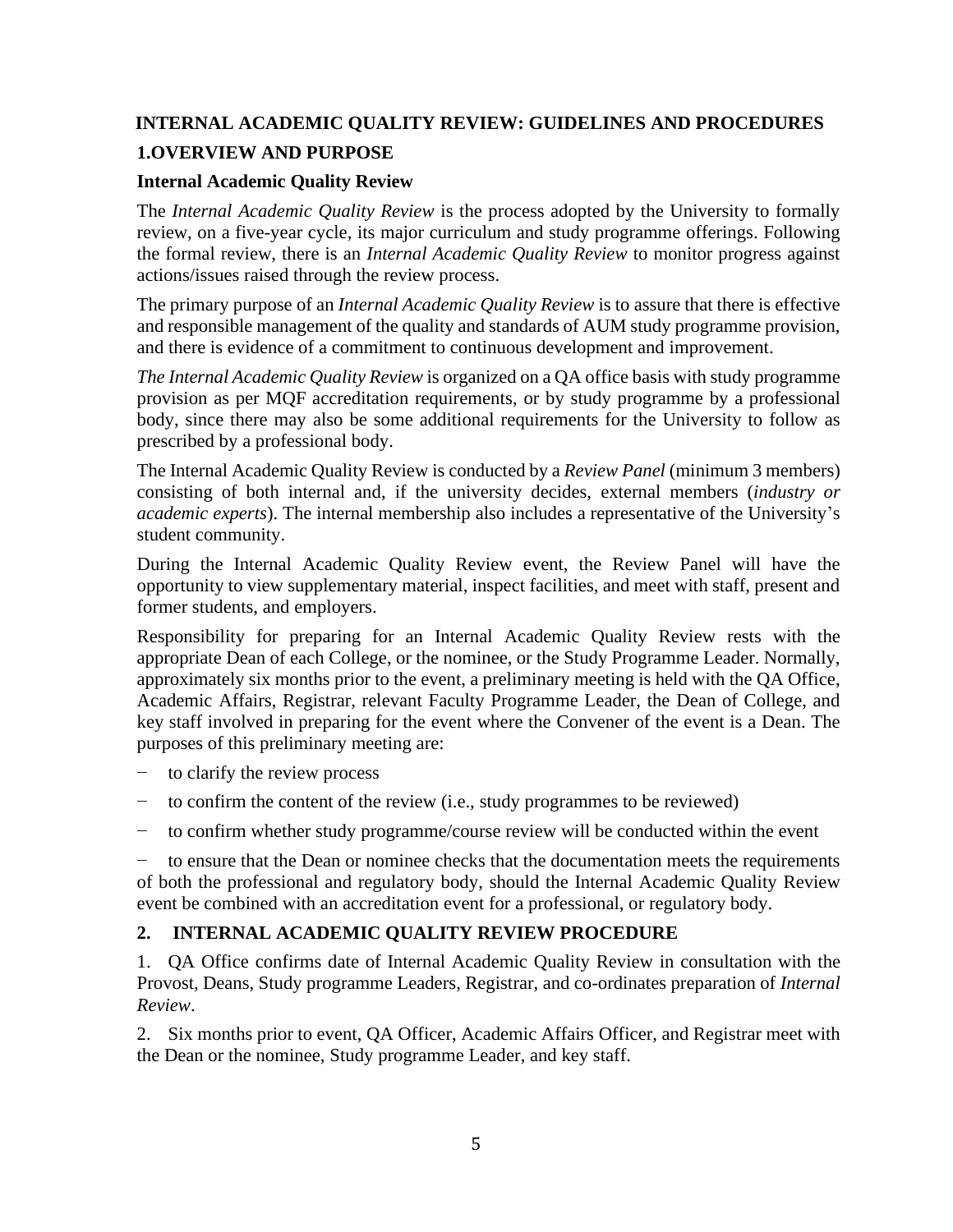# INTERNAL ACADEMIC QUALITY REVIEW: GUIDELINES AND PROCEDURES

## 1.OVERVIEW AND PURPOSE

### Internal Academic Quality Review

The *Internal Academic Quality Review* is the process adopted by the University to formally review, on a five-year cycle, its major curriculum and study programme offerings. Following the formal review, there is an *Internal Academic Quality Review* to monitor progress against actions/issues raised through the review process.

The primary purpose of an *Internal Academic Quality Review* is to assure that there is effective and responsible management of the quality and standards of AUM study programme provision, and there is evidence of a commitment to continuous development and improvement.

*The Internal Academic Quality Review* is organized on a QA office basis with study programme provision as per MQF accreditation requirements, or by study programme by a professional body, since there may also be some additional requirements for the University to follow as prescribed by a professional body.

The Internal Academic Quality Review is conducted by a *Review Panel* (minimum 3 members) consisting of both internal and, if the university decides, external members (*industry or academic experts*). The internal membership also includes a representative of the University's student community.

During the Internal Academic Quality Review event, the Review Panel will have the opportunity to view supplementary material, inspect facilities, and meet with staff, present and former students, and employers.

Responsibility for preparing for an Internal Academic Quality Review rests with the appropriate Dean of each College, or the nominee, or the Study Programme Leader. Normally, approximately six months prior to the event, a preliminary meeting is held with the QA Office, Academic Affairs, Registrar, relevant Faculty Programme Leader, the Dean of College, and key staff involved in preparing for the event where the Convener of the event is a Dean. The purposes of this preliminary meeting are:

- to clarify the review process
- to confirm the content of the review (i.e., study programmes to be reviewed)
- to confirm whether study programme/course review will be conducted within the event
- to ensure that the Dean or nominee checks that the documentation meets the requirements of both the professional and regulatory body, should the Internal Academic Quality Review event be combined with an accreditation event for a professional, or regulatory body.

## 2. INTERNAL ACADEMIC QUALITY REVIEW PROCEDURE

1. QA Office confirms date of Internal Academic Quality Review in consultation with the Provost, Deans, Study programme Leaders, Registrar, and co-ordinates preparation of *Internal Review*.

2. Six months prior to event, QA Officer, Academic Affairs Officer, and Registrar meet with the Dean or the nominee, Study programme Leader, and key staff.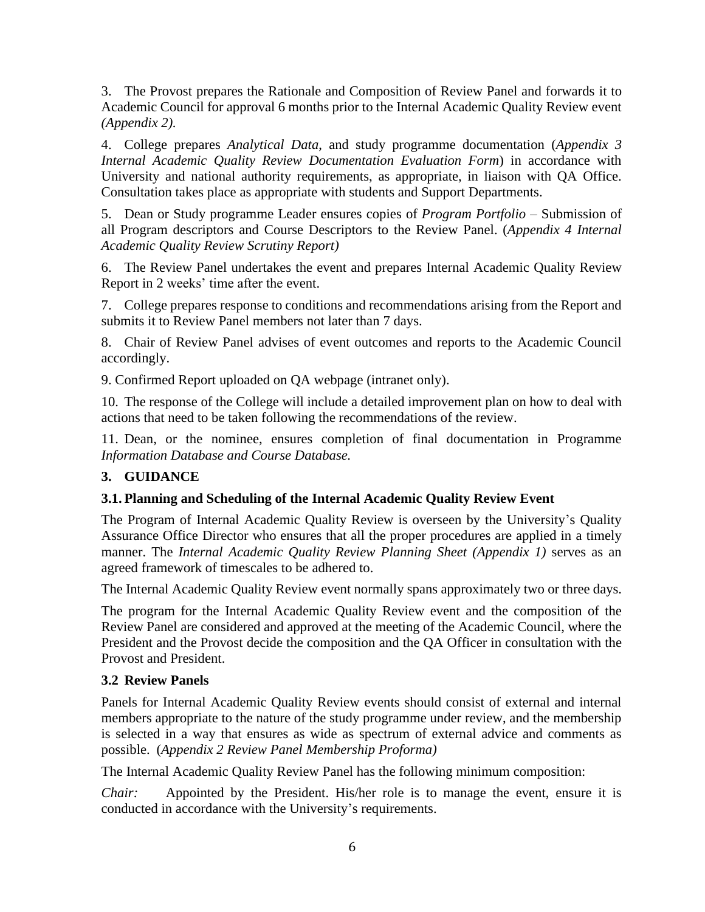3. The Provost prepares the Rationale and Composition of Review Panel and forwards it to Academic Council for approval 6 months prior to the Internal Academic Quality Review event *(Appendix 2).*

4. College prepares *Analytical Data*, and study programme documentation (*Appendix 3 Internal Academic Quality Review Documentation Evaluation Form*) in accordance with University and national authority requirements, as appropriate, in liaison with QA Office. Consultation takes place as appropriate with students and Support Departments.

5. Dean or Study programme Leader ensures copies of *Program Portfolio* – Submission of all Program descriptors and Course Descriptors to the Review Panel. (*Appendix 4 Internal Academic Quality Review Scrutiny Report)*

6. The Review Panel undertakes the event and prepares Internal Academic Quality Review Report in 2 weeks' time after the event.

7. College prepares response to conditions and recommendations arising from the Report and submits it to Review Panel members not later than 7 days.

8. Chair of Review Panel advises of event outcomes and reports to the Academic Council accordingly.

9. Confirmed Report uploaded on QA webpage (intranet only).

10. The response of the College will include a detailed improvement plan on how to deal with actions that need to be taken following the recommendations of the review.

11. Dean, or the nominee, ensures completion of final documentation in Programme *Information Database and Course Database.*

## 3. GUIDANCE

### 3.1. Planning and Scheduling of the Internal Academic Quality Review Event

The Program of Internal Academic Quality Review is overseen by the University's Quality Assurance Office Director who ensures that all the proper procedures are applied in a timely manner. The *Internal Academic Quality Review Planning Sheet (Appendix 1)* serves as an agreed framework of timescales to be adhered to.

The Internal Academic Quality Review event normally spans approximately two or three days.

The program for the Internal Academic Quality Review event and the composition of the Review Panel are considered and approved at the meeting of the Academic Council, where the President and the Provost decide the composition and the QA Officer in consultation with the Provost and President.

### 3.2 Review Panels

Panels for Internal Academic Quality Review events should consist of external and internal members appropriate to the nature of the study programme under review, and the membership is selected in a way that ensures as wide as spectrum of external advice and comments as possible. (*Appendix 2 Review Panel Membership Proforma)*

The Internal Academic Quality Review Panel has the following minimum composition:

*Chair:* Appointed by the President. His/her role is to manage the event, ensure it is conducted in accordance with the University's requirements.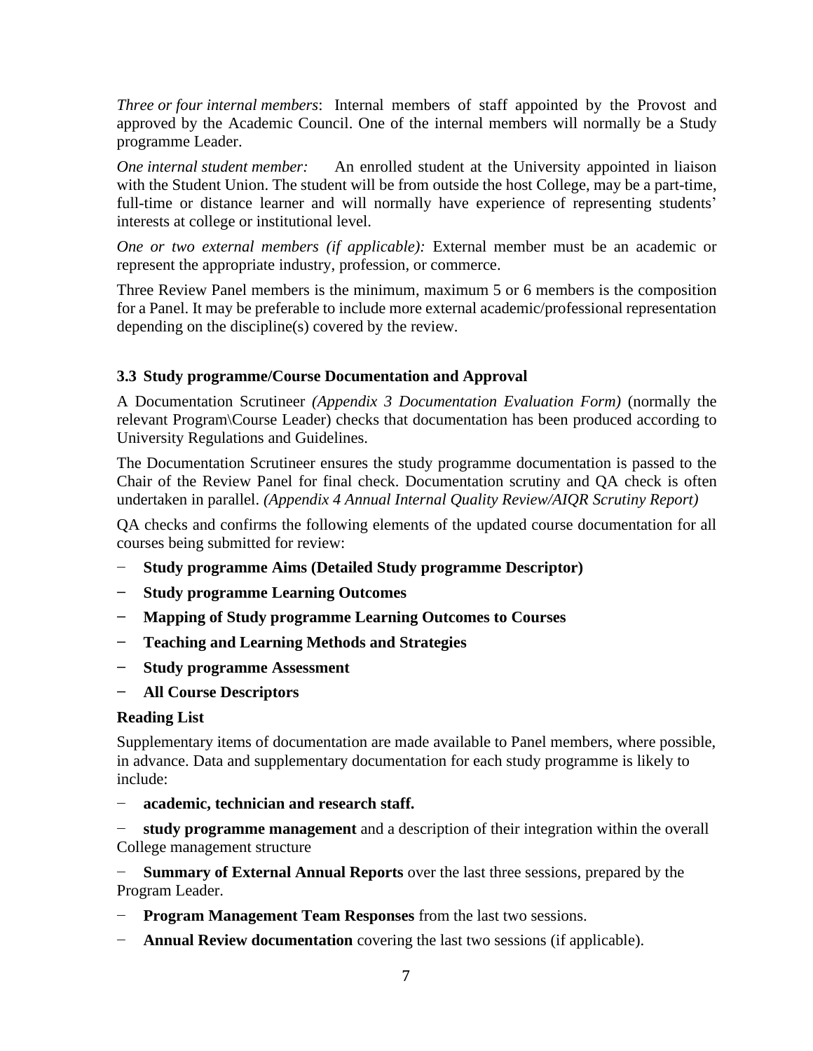*Three or four internal members*: Internal members of staff appointed by the Provost and approved by the Academic Council. One of the internal members will normally be a Study programme Leader.

*One internal student member:* An enrolled student at the University appointed in liaison with the Student Union. The student will be from outside the host College, may be a part-time, full-time or distance learner and will normally have experience of representing students' interests at college or institutional level.

*One or two external members (if applicable):* External member must be an academic or represent the appropriate industry, profession, or commerce.

Three Review Panel members is the minimum, maximum 5 or 6 members is the composition for a Panel. It may be preferable to include more external academic/professional representation depending on the discipline(s) covered by the review.

### 3.3 Study programme/Course Documentation and Approval

A Documentation Scrutineer *(Appendix 3 Documentation Evaluation Form)* (normally the relevant Program\Course Leader) checks that documentation has been produced according to University Regulations and Guidelines.

The Documentation Scrutineer ensures the study programme documentation is passed to the Chair of the Review Panel for final check. Documentation scrutiny and QA check is often undertaken in parallel. *(Appendix 4 Annual Internal Quality Review/AIQR Scrutiny Report)*

QA checks and confirms the following elements of the updated course documentation for all courses being submitted for review:

- **Study programme Aims (Detailed Study programme Descriptor)**
- **Study programme Learning Outcomes**
- **Mapping of Study programme Learning Outcomes to Courses**
- **Teaching and Learning Methods and Strategies**
- **Study programme Assessment**
- **All Course Descriptors**

**Reading List**

Supplementary items of documentation are made available to Panel members, where possible, in advance. Data and supplementary documentation for each study programme is likely to include:

- **academic, technician and research staff.**
- **study programme management** and a description of their integration within the overall College management structure
- **Summary of External Annual Reports** over the last three sessions, prepared by the Program Leader.
- **Program Management Team Responses** from the last two sessions.
- **Annual Review documentation** covering the last two sessions (if applicable).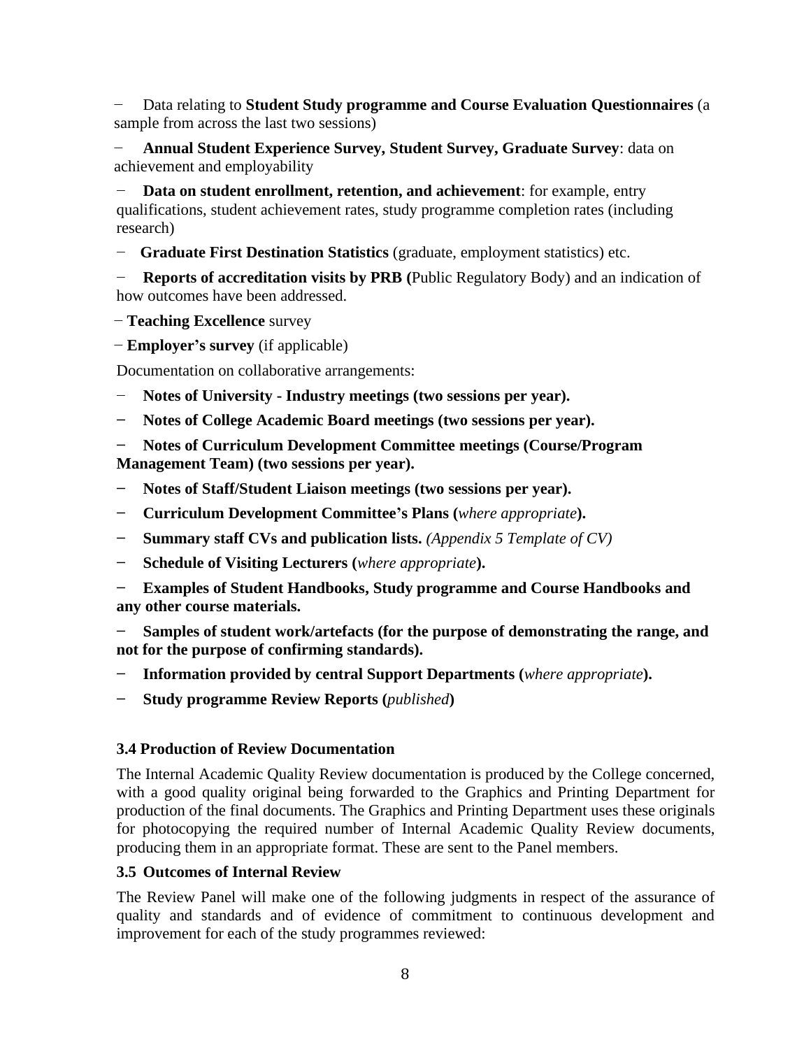- Data relating to **Student Study programme and Course Evaluation Questionnaires** (a sample from across the last two sessions)
- **Annual Student Experience Survey, Student Survey, Graduate Survey**: data on achievement and employability
- **Data on student enrollment, retention, and achievement**: for example, entry qualifications, student achievement rates, study programme completion rates (including research)
- **Graduate First Destination Statistics** (graduate, employment statistics) etc.
- **Reports of accreditation visits by PRB (**Public Regulatory Body) and an indication of how outcomes have been addressed.
- **Teaching Excellence** survey
- **Employer's survey** (if applicable)

Documentation on collaborative arrangements:

- **Notes of University - Industry meetings (two sessions per year).**
- **Notes of College Academic Board meetings (two sessions per year).**
- **Notes of Curriculum Development Committee meetings (Course/Program Management Team) (two sessions per year).**
- **Notes of Staff/Student Liaison meetings (two sessions per year).**
- **Curriculum Development Committee's Plans (***where appropriate***).**
- **Summary staff CVs and publication lists.** *(Appendix 5 Template of CV)*
- **Schedule of Visiting Lecturers (***where appropriate***).**
- **Examples of Student Handbooks, Study programme and Course Handbooks and any other course materials.**
- **Samples of student work/artefacts (for the purpose of demonstrating the range, and not for the purpose of confirming standards).**
- **Information provided by central Support Departments (***where appropriate***).**
- **Study programme Review Reports (***published***)**

### 3.4 Production of Review Documentation

The Internal Academic Quality Review documentation is produced by the College concerned, with a good quality original being forwarded to the Graphics and Printing Department for production of the final documents. The Graphics and Printing Department uses these originals for photocopying the required number of Internal Academic Quality Review documents, producing them in an appropriate format. These are sent to the Panel members.

### 3.5 Outcomes of Internal Review

The Review Panel will make one of the following judgments in respect of the assurance of quality and standards and of evidence of commitment to continuous development and improvement for each of the study programmes reviewed: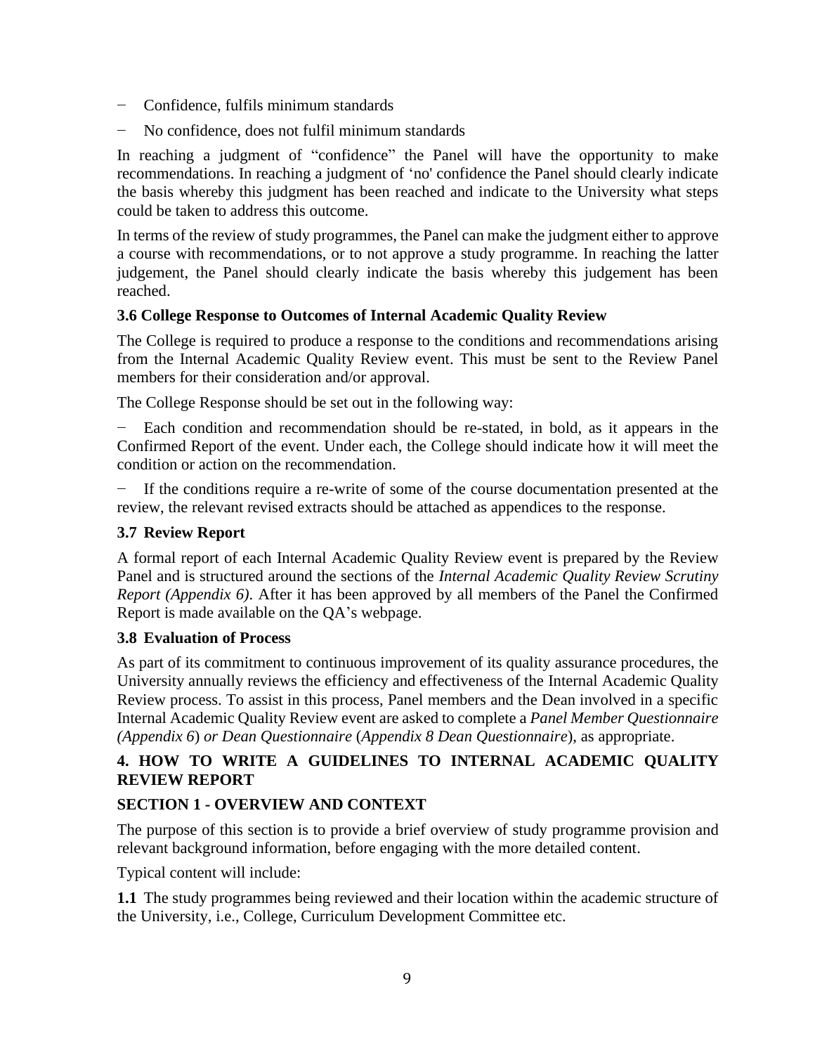- Confidence, fulfils minimum standards
- No confidence, does not fulfil minimum standards

In reaching a judgment of "confidence" the Panel will have the opportunity to make recommendations. In reaching a judgment of 'no' confidence the Panel should clearly indicate the basis whereby this judgment has been reached and indicate to the University what steps could be taken to address this outcome.

In terms of the review of study programmes, the Panel can make the judgment either to approve a course with recommendations, or to not approve a study programme. In reaching the latter judgement, the Panel should clearly indicate the basis whereby this judgement has been reached.

### 3.6 College Response to Outcomes of Internal Academic Quality Review

The College is required to produce a response to the conditions and recommendations arising from the Internal Academic Quality Review event. This must be sent to the Review Panel members for their consideration and/or approval.

The College Response should be set out in the following way:

- Each condition and recommendation should be re-stated, in bold, as it appears in the Confirmed Report of the event. Under each, the College should indicate how it will meet the condition or action on the recommendation.
- If the conditions require a re-write of some of the course documentation presented at the review, the relevant revised extracts should be attached as appendices to the response.

### 3.7 Review Report

A formal report of each Internal Academic Quality Review event is prepared by the Review Panel and is structured around the sections of the *Internal Academic Quality Review Scrutiny Report (Appendix 6)*. After it has been approved by all members of the Panel the Confirmed Report is made available on the QA's webpage.

### 3.8 Evaluation of Process

As part of its commitment to continuous improvement of its quality assurance procedures, the University annually reviews the efficiency and effectiveness of the Internal Academic Quality Review process. To assist in this process, Panel members and the Dean involved in a specific Internal Academic Quality Review event are asked to complete a *Panel Member Questionnaire (Appendix 6) or Dean Questionnaire* (*Appendix 8 Dean Questionnaire*), as appropriate.

## 4. HOW TO WRITE A GUIDELINES TO INTERNAL ACADEMIC QUALITY REVIEW REPORT

### SECTION 1 - OVERVIEW AND CONTEXT

The purpose of this section is to provide a brief overview of study programme provision and relevant background information, before engaging with the more detailed content.

Typical content will include:

**1.1** The study programmes being reviewed and their location within the academic structure of the University, i.e., College, Curriculum Development Committee etc.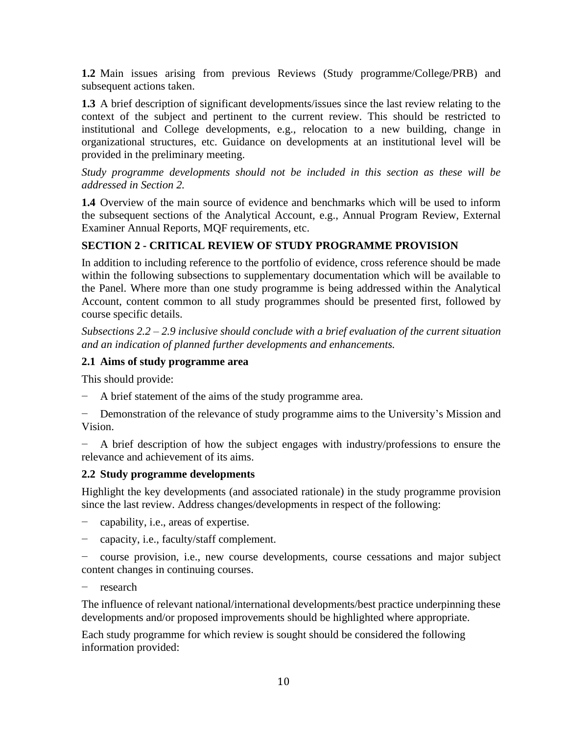**1.2** Main issues arising from previous Reviews (Study programme/College/PRB) and subsequent actions taken.

**1.3** A brief description of significant developments/issues since the last review relating to the context of the subject and pertinent to the current review. This should be restricted to institutional and College developments, e.g., relocation to a new building, change in organizational structures, etc. Guidance on developments at an institutional level will be provided in the preliminary meeting.

*Study programme developments should not be included in this section as these will be addressed in Section 2.*

**1.4** Overview of the main source of evidence and benchmarks which will be used to inform the subsequent sections of the Analytical Account, e.g., Annual Program Review, External Examiner Annual Reports, MQF requirements, etc.

## SECTION 2 - CRITICAL REVIEW OF STUDY PROGRAMME PROVISION

In addition to including reference to the portfolio of evidence, cross reference should be made within the following subsections to supplementary documentation which will be available to the Panel. Where more than one study programme is being addressed within the Analytical Account, content common to all study programmes should be presented first, followed by course specific details.

*Subsections 2.2 – 2.9 inclusive should conclude with a brief evaluation of the current situation and an indication of planned further developments and enhancements.*

### 2.1 Aims of study programme area

This should provide:

- A brief statement of the aims of the study programme area.
- Demonstration of the relevance of study programme aims to the University's Mission and Vision.
- A brief description of how the subject engages with industry/professions to ensure the relevance and achievement of its aims.

### 2.2 Study programme developments

Highlight the key developments (and associated rationale) in the study programme provision since the last review. Address changes/developments in respect of the following:

- capability, i.e., areas of expertise.
- capacity, i.e., faculty/staff complement.
- course provision, i.e., new course developments, course cessations and major subject content changes in continuing courses.
- research

The influence of relevant national/international developments/best practice underpinning these developments and/or proposed improvements should be highlighted where appropriate.

Each study programme for which review is sought should be considered the following information provided: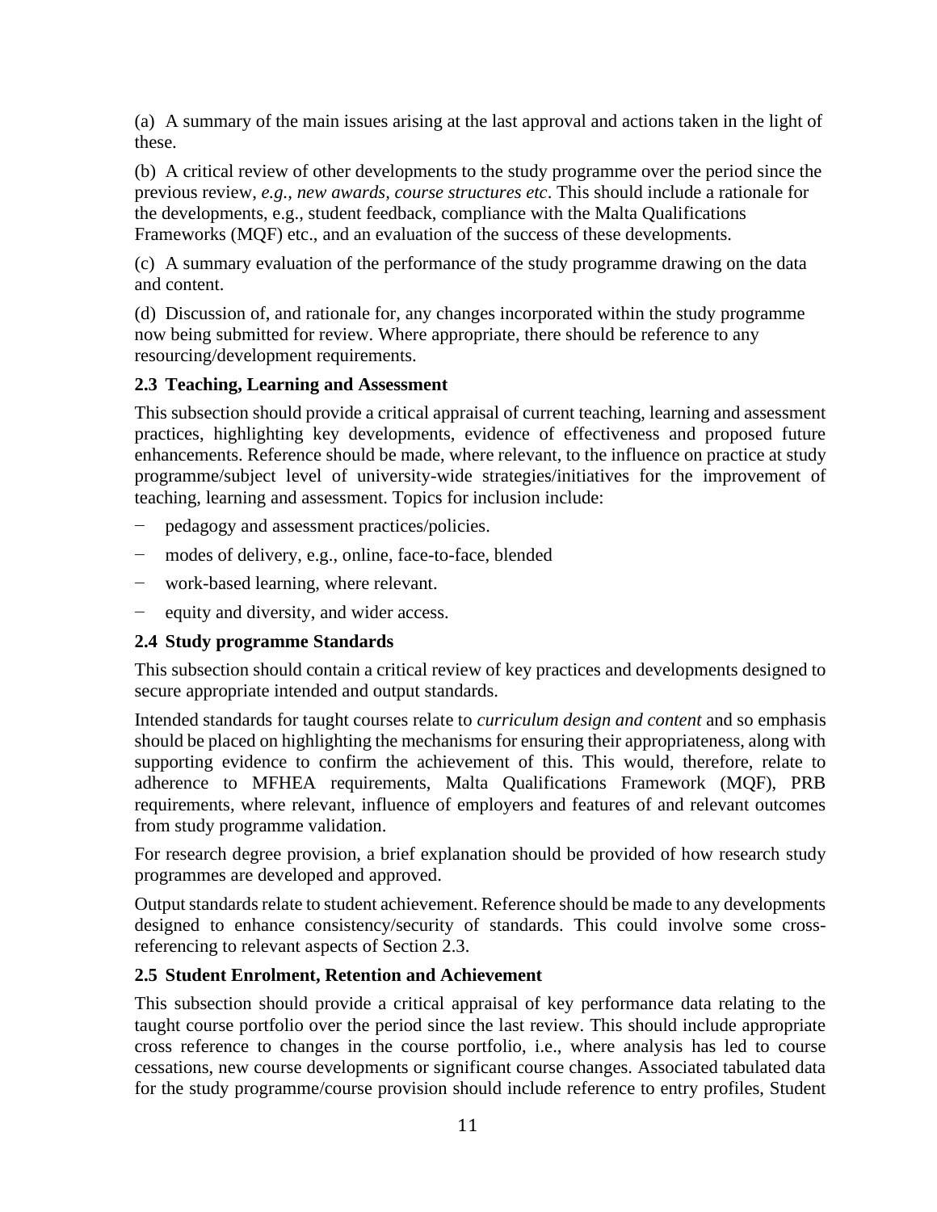(a) A summary of the main issues arising at the last approval and actions taken in the light of these.

(b) A critical review of other developments to the study programme over the period since the previous review, *e.g., new awards, course structures etc*. This should include a rationale for the developments, e.g., student feedback, compliance with the Malta Qualifications Frameworks (MQF) etc., and an evaluation of the success of these developments.

(c) A summary evaluation of the performance of the study programme drawing on the data and content.

(d) Discussion of, and rationale for, any changes incorporated within the study programme now being submitted for review. Where appropriate, there should be reference to any resourcing/development requirements.

### 2.3 Teaching, Learning and Assessment

This subsection should provide a critical appraisal of current teaching, learning and assessment practices, highlighting key developments, evidence of effectiveness and proposed future enhancements. Reference should be made, where relevant, to the influence on practice at study programme/subject level of university-wide strategies/initiatives for the improvement of teaching, learning and assessment. Topics for inclusion include:

- pedagogy and assessment practices/policies.
- modes of delivery, e.g., online, face-to-face, blended
- work-based learning, where relevant.
- equity and diversity, and wider access.

### 2.4 Study programme Standards

This subsection should contain a critical review of key practices and developments designed to secure appropriate intended and output standards.

Intended standards for taught courses relate to *curriculum design and content* and so emphasis should be placed on highlighting the mechanisms for ensuring their appropriateness, along with supporting evidence to confirm the achievement of this. This would, therefore, relate to adherence to MFHEA requirements, Malta Qualifications Framework (MQF), PRB requirements, where relevant, influence of employers and features of and relevant outcomes from study programme validation.

For research degree provision, a brief explanation should be provided of how research study programmes are developed and approved.

Output standards relate to student achievement. Reference should be made to any developments designed to enhance consistency/security of standards. This could involve some cross-referencing to relevant aspects of Section 2.3.

### 2.5 Student Enrolment, Retention and Achievement

This subsection should provide a critical appraisal of key performance data relating to the taught course portfolio over the period since the last review. This should include appropriate cross reference to changes in the course portfolio, i.e., where analysis has led to course cessations, new course developments or significant course changes. Associated tabulated data for the study programme/course provision should include reference to entry profiles, Student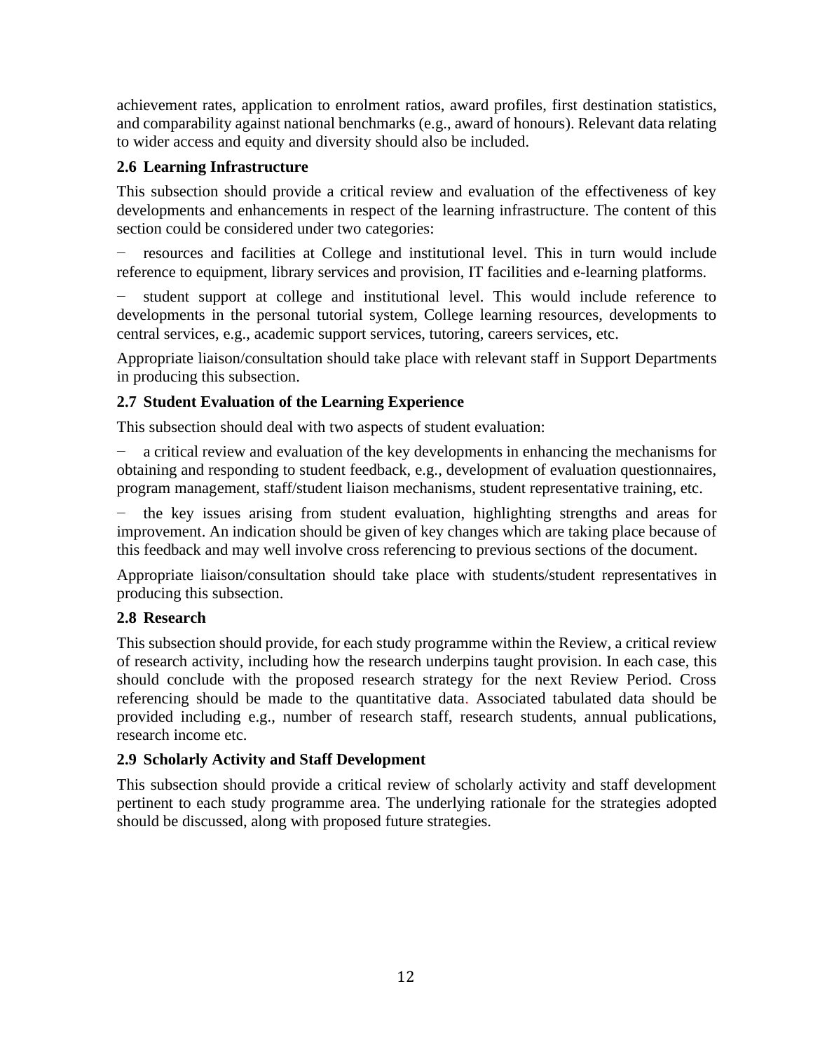achievement rates, application to enrolment ratios, award profiles, first destination statistics, and comparability against national benchmarks (e.g., award of honours). Relevant data relating to wider access and equity and diversity should also be included.

### 2.6 Learning Infrastructure

This subsection should provide a critical review and evaluation of the effectiveness of key developments and enhancements in respect of the learning infrastructure. The content of this section could be considered under two categories:

- resources and facilities at College and institutional level. This in turn would include reference to equipment, library services and provision, IT facilities and e-learning platforms.
- student support at college and institutional level. This would include reference to developments in the personal tutorial system, College learning resources, developments to central services, e.g., academic support services, tutoring, careers services, etc.

Appropriate liaison/consultation should take place with relevant staff in Support Departments in producing this subsection.

### 2.7 Student Evaluation of the Learning Experience

This subsection should deal with two aspects of student evaluation:

- a critical review and evaluation of the key developments in enhancing the mechanisms for obtaining and responding to student feedback, e.g., development of evaluation questionnaires, program management, staff/student liaison mechanisms, student representative training, etc.
- the key issues arising from student evaluation, highlighting strengths and areas for improvement. An indication should be given of key changes which are taking place because of this feedback and may well involve cross referencing to previous sections of the document.

Appropriate liaison/consultation should take place with students/student representatives in producing this subsection.

### 2.8 Research

This subsection should provide, for each study programme within the Review, a critical review of research activity, including how the research underpins taught provision. In each case, this should conclude with the proposed research strategy for the next Review Period. Cross referencing should be made to the quantitative data. Associated tabulated data should be provided including e.g., number of research staff, research students, annual publications, research income etc.

### 2.9 Scholarly Activity and Staff Development

This subsection should provide a critical review of scholarly activity and staff development pertinent to each study programme area. The underlying rationale for the strategies adopted should be discussed, along with proposed future strategies.